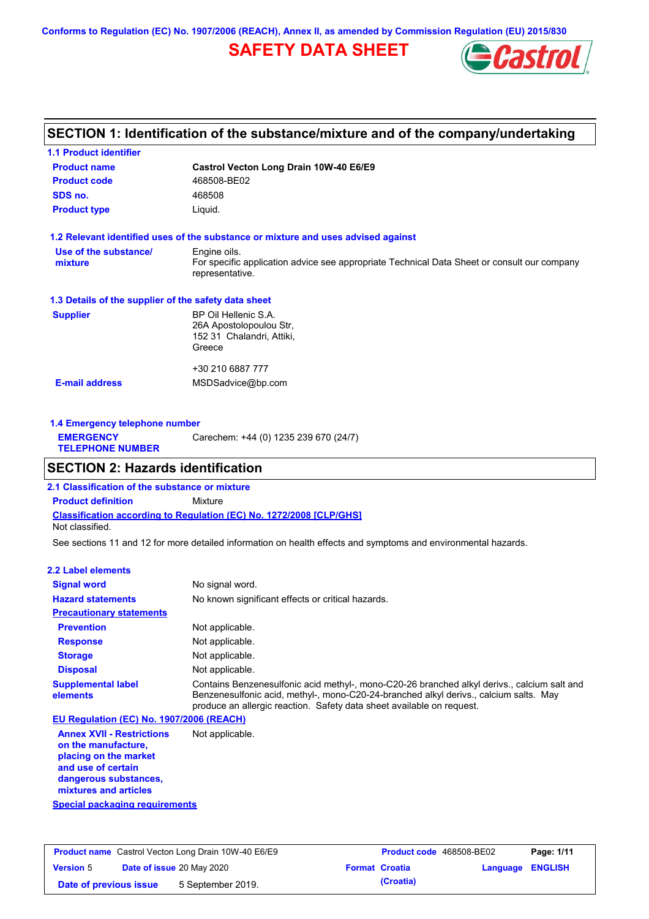Conforms to Regulation (EC) No. 1907/2006 (REACH), Annex II, as amended by Commission Regulation (EU) 2015/830

# SAFETY DATA SHEET

## SECTION 1: Identification of the substance/mixture and of the company/undertaking

### 1.1 Product identifier

| | |
|---|---|
| **Product name** | **Castrol Vecton Long Drain 10W-40 E6/E9** |
| **Product code** | 468508-BE02 |
| **SDS no.** | 468508 |
| **Product type** | Liquid. |

### 1.2 Relevant identified uses of the substance or mixture and uses advised against

| | |
|---|---|
| **Use of the substance/ mixture** | Engine oils. For specific application advice see appropriate Technical Data Sheet or consult our company representative. |

### 1.3 Details of the supplier of the safety data sheet

| | |
|---|---|
| **Supplier** | BP Oil Hellenic S.A. 26A Apostolopoulou Str, 152 31 Chalandri, Attiki, Greece<br><br>+30 210 6887 777 |
| **E-mail address** | MSDSadvice@bp.com |

### 1.4 Emergency telephone number

| | |
|---|---|
| **EMERGENCY TELEPHONE NUMBER** | Carechem: +44 (0) 1235 239 670 (24/7) |

## SECTION 2: Hazards identification

### 2.1 Classification of the substance or mixture

**Product definition** Mixture

**Classification according to Regulation (EC) No. 1272/2008 [CLP/GHS]**

Not classified.

See sections 11 and 12 for more detailed information on health effects and symptoms and environmental hazards.

### 2.2 Label elements

| | |
|---|---|
| **Signal word** | No signal word. |
| **Hazard statements** | No known significant effects or critical hazards. |
| **Precautionary statements** | |
| **Prevention** | Not applicable. |
| **Response** | Not applicable. |
| **Storage** | Not applicable. |
| **Disposal** | Not applicable. |
| **Supplemental label elements** | Contains Benzenesulfonic acid methyl-, mono-C20-26 branched alkyl derivs., calcium salt and Benzenesulfonic acid, methyl-, mono-C20-24-branched alkyl derivs., calcium salts. May produce an allergic reaction. Safety data sheet available on request. |

**EU Regulation (EC) No. 1907/2006 (REACH)**

| | |
|---|---|
| **Annex XVII - Restrictions on the manufacture, placing on the market and use of certain dangerous substances, mixtures and articles** | Not applicable. |

**Special packaging requirements**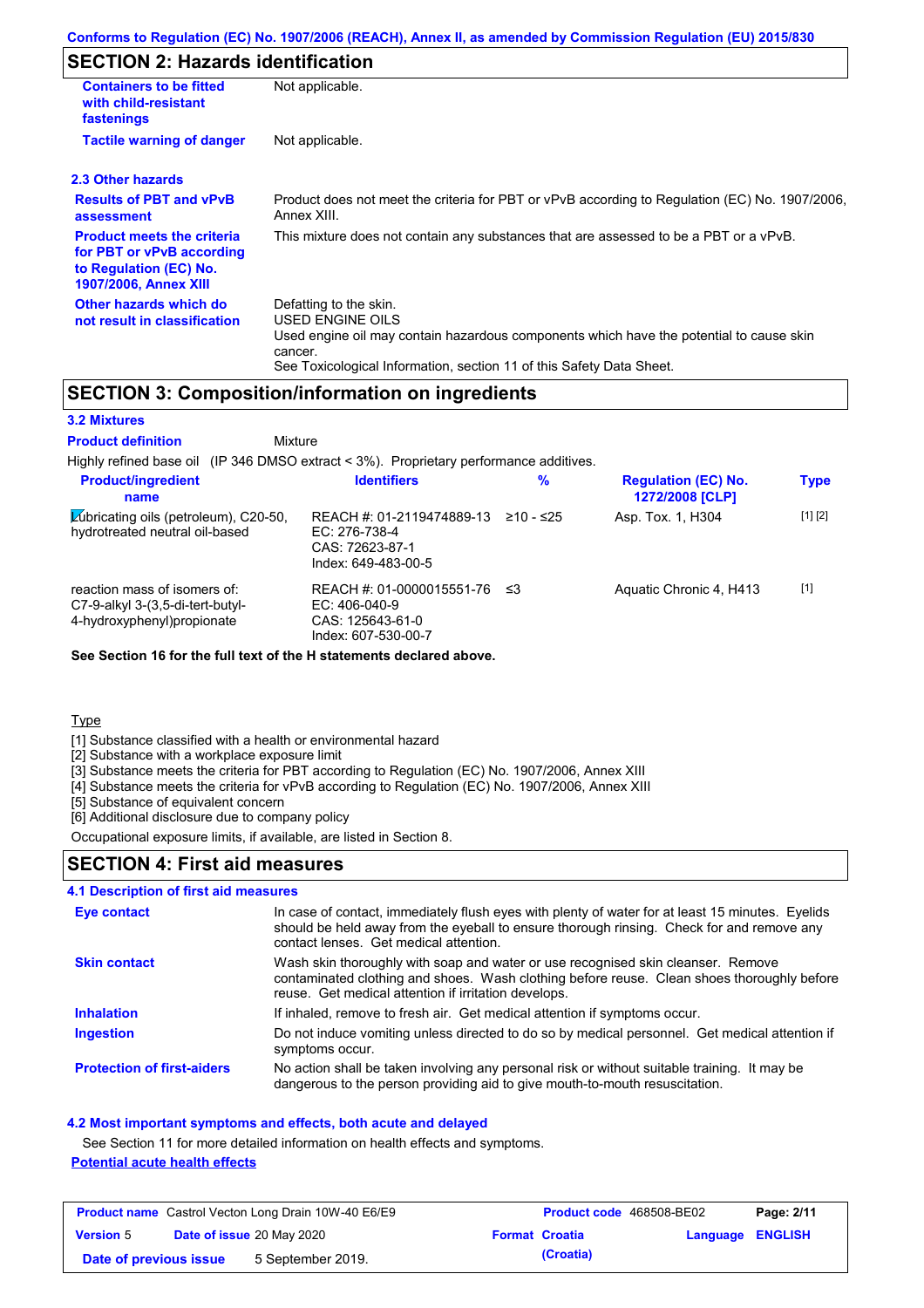Conforms to Regulation (EC) No. 1907/2006 (REACH), Annex II, as amended by Commission Regulation (EU) 2015/830

## SECTION 2: Hazards identification

| | |
|---|---|
| **Containers to be fitted with child-resistant fastenings** | Not applicable. |
| **Tactile warning of danger** | Not applicable. |

### 2.3 Other hazards

| | |
|---|---|
| **Results of PBT and vPvB assessment** | Product does not meet the criteria for PBT or vPvB according to Regulation (EC) No. 1907/2006, Annex XIII. |
| **Product meets the criteria for PBT or vPvB according to Regulation (EC) No. 1907/2006, Annex XIII** | This mixture does not contain any substances that are assessed to be a PBT or a vPvB. |
| **Other hazards which do not result in classification** | Defatting to the skin.<br>USED ENGINE OILS<br>Used engine oil may contain hazardous components which have the potential to cause skin cancer.<br>See Toxicological Information, section 11 of this Safety Data Sheet. |

## SECTION 3: Composition/information on ingredients

### 3.2 Mixtures

**Product definition** Mixture

Highly refined base oil (IP 346 DMSO extract < 3%). Proprietary performance additives.

| Product/ingredient name | Identifiers | % | Regulation (EC) No. 1272/2008 [CLP] | Type |
|---|---|---|---|---|
| Lubricating oils (petroleum), C20-50, hydrotreated neutral oil-based | REACH #: 01-2119474889-13<br>EC: 276-738-4<br>CAS: 72623-87-1<br>Index: 649-483-00-5 | ≥10 - ≤25 | Asp. Tox. 1, H304 | [1] [2] |
| reaction mass of isomers of: C7-9-alkyl 3-(3,5-di-tert-butyl-4-hydroxyphenyl)propionate | REACH #: 01-0000015551-76<br>EC: 406-040-9<br>CAS: 125643-61-0<br>Index: 607-530-00-7 | ≤3 | Aquatic Chronic 4, H413 | [1] |

**See Section 16 for the full text of the H statements declared above.**

Type

[1] Substance classified with a health or environmental hazard
[2] Substance with a workplace exposure limit
[3] Substance meets the criteria for PBT according to Regulation (EC) No. 1907/2006, Annex XIII
[4] Substance meets the criteria for vPvB according to Regulation (EC) No. 1907/2006, Annex XIII
[5] Substance of equivalent concern
[6] Additional disclosure due to company policy

Occupational exposure limits, if available, are listed in Section 8.

## SECTION 4: First aid measures

### 4.1 Description of first aid measures

| | |
|---|---|
| **Eye contact** | In case of contact, immediately flush eyes with plenty of water for at least 15 minutes. Eyelids should be held away from the eyeball to ensure thorough rinsing. Check for and remove any contact lenses. Get medical attention. |
| **Skin contact** | Wash skin thoroughly with soap and water or use recognised skin cleanser. Remove contaminated clothing and shoes. Wash clothing before reuse. Clean shoes thoroughly before reuse. Get medical attention if irritation develops. |
| **Inhalation** | If inhaled, remove to fresh air. Get medical attention if symptoms occur. |
| **Ingestion** | Do not induce vomiting unless directed to do so by medical personnel. Get medical attention if symptoms occur. |
| **Protection of first-aiders** | No action shall be taken involving any personal risk or without suitable training. It may be dangerous to the person providing aid to give mouth-to-mouth resuscitation. |

### 4.2 Most important symptoms and effects, both acute and delayed

See Section 11 for more detailed information on health effects and symptoms.

**Potential acute health effects**

| | | | |
|---|---|---|---|
| **Product name** Castrol Vecton Long Drain 10W-40 E6/E9 | | **Product code** 468508-BE02 | |
| **Version** 5 | **Date of issue** 20 May 2020 | **Format** Croatia (Croatia) | **Language** ENGLISH |
| **Date of previous issue** | 5 September 2019. | | |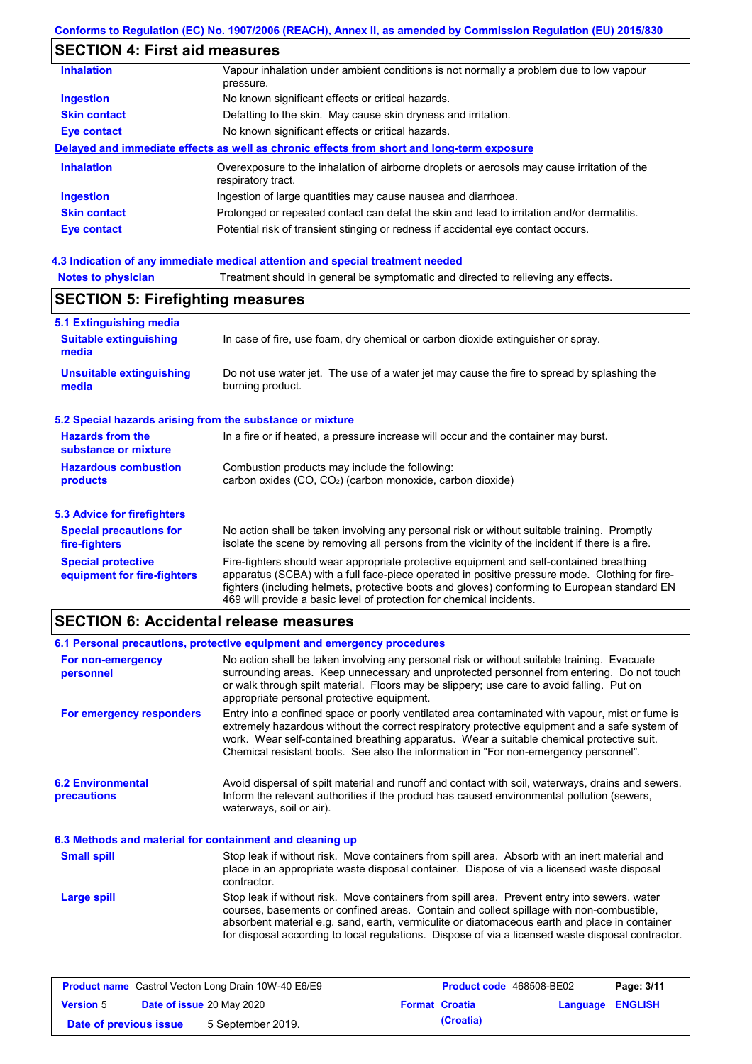## SECTION 4: First aid measures

| | |
|---|---|
| **Inhalation** | Vapour inhalation under ambient conditions is not normally a problem due to low vapour pressure. |
| **Ingestion** | No known significant effects or critical hazards. |
| **Skin contact** | Defatting to the skin. May cause skin dryness and irritation. |
| **Eye contact** | No known significant effects or critical hazards. |

**Delayed and immediate effects as well as chronic effects from short and long-term exposure**

| | |
|---|---|
| **Inhalation** | Overexposure to the inhalation of airborne droplets or aerosols may cause irritation of the respiratory tract. |
| **Ingestion** | Ingestion of large quantities may cause nausea and diarrhoea. |
| **Skin contact** | Prolonged or repeated contact can defat the skin and lead to irritation and/or dermatitis. |
| **Eye contact** | Potential risk of transient stinging or redness if accidental eye contact occurs. |

### 4.3 Indication of any immediate medical attention and special treatment needed

| | |
|---|---|
| **Notes to physician** | Treatment should in general be symptomatic and directed to relieving any effects. |

## SECTION 5: Firefighting measures

### 5.1 Extinguishing media

| | |
|---|---|
| **Suitable extinguishing media** | In case of fire, use foam, dry chemical or carbon dioxide extinguisher or spray. |
| **Unsuitable extinguishing media** | Do not use water jet. The use of a water jet may cause the fire to spread by splashing the burning product. |

### 5.2 Special hazards arising from the substance or mixture

| | |
|---|---|
| **Hazards from the substance or mixture** | In a fire or if heated, a pressure increase will occur and the container may burst. |
| **Hazardous combustion products** | Combustion products may include the following: carbon oxides (CO, $CO_2$) (carbon monoxide, carbon dioxide) |

### 5.3 Advice for firefighters

| | |
|---|---|
| **Special precautions for fire-fighters** | No action shall be taken involving any personal risk or without suitable training. Promptly isolate the scene by removing all persons from the vicinity of the incident if there is a fire. |
| **Special protective equipment for fire-fighters** | Fire-fighters should wear appropriate protective equipment and self-contained breathing apparatus (SCBA) with a full face-piece operated in positive pressure mode. Clothing for fire-fighters (including helmets, protective boots and gloves) conforming to European standard EN 469 will provide a basic level of protection for chemical incidents. |

## SECTION 6: Accidental release measures

### 6.1 Personal precautions, protective equipment and emergency procedures

| | |
|---|---|
| **For non-emergency personnel** | No action shall be taken involving any personal risk or without suitable training. Evacuate surrounding areas. Keep unnecessary and unprotected personnel from entering. Do not touch or walk through spilt material. Floors may be slippery; use care to avoid falling. Put on appropriate personal protective equipment. |
| **For emergency responders** | Entry into a confined space or poorly ventilated area contaminated with vapour, mist or fume is extremely hazardous without the correct respiratory protective equipment and a safe system of work. Wear self-contained breathing apparatus. Wear a suitable chemical protective suit. Chemical resistant boots. See also the information in "For non-emergency personnel". |

| | |
|---|---|
| **6.2 Environmental precautions** | Avoid dispersal of spilt material and runoff and contact with soil, waterways, drains and sewers. Inform the relevant authorities if the product has caused environmental pollution (sewers, waterways, soil or air). |

### 6.3 Methods and material for containment and cleaning up

| | |
|---|---|
| **Small spill** | Stop leak if without risk. Move containers from spill area. Absorb with an inert material and place in an appropriate waste disposal container. Dispose of via a licensed waste disposal contractor. |
| **Large spill** | Stop leak if without risk. Move containers from spill area. Prevent entry into sewers, water courses, basements or confined areas. Contain and collect spillage with non-combustible, absorbent material e.g. sand, earth, vermiculite or diatomaceous earth and place in container for disposal according to local regulations. Dispose of via a licensed waste disposal contractor. |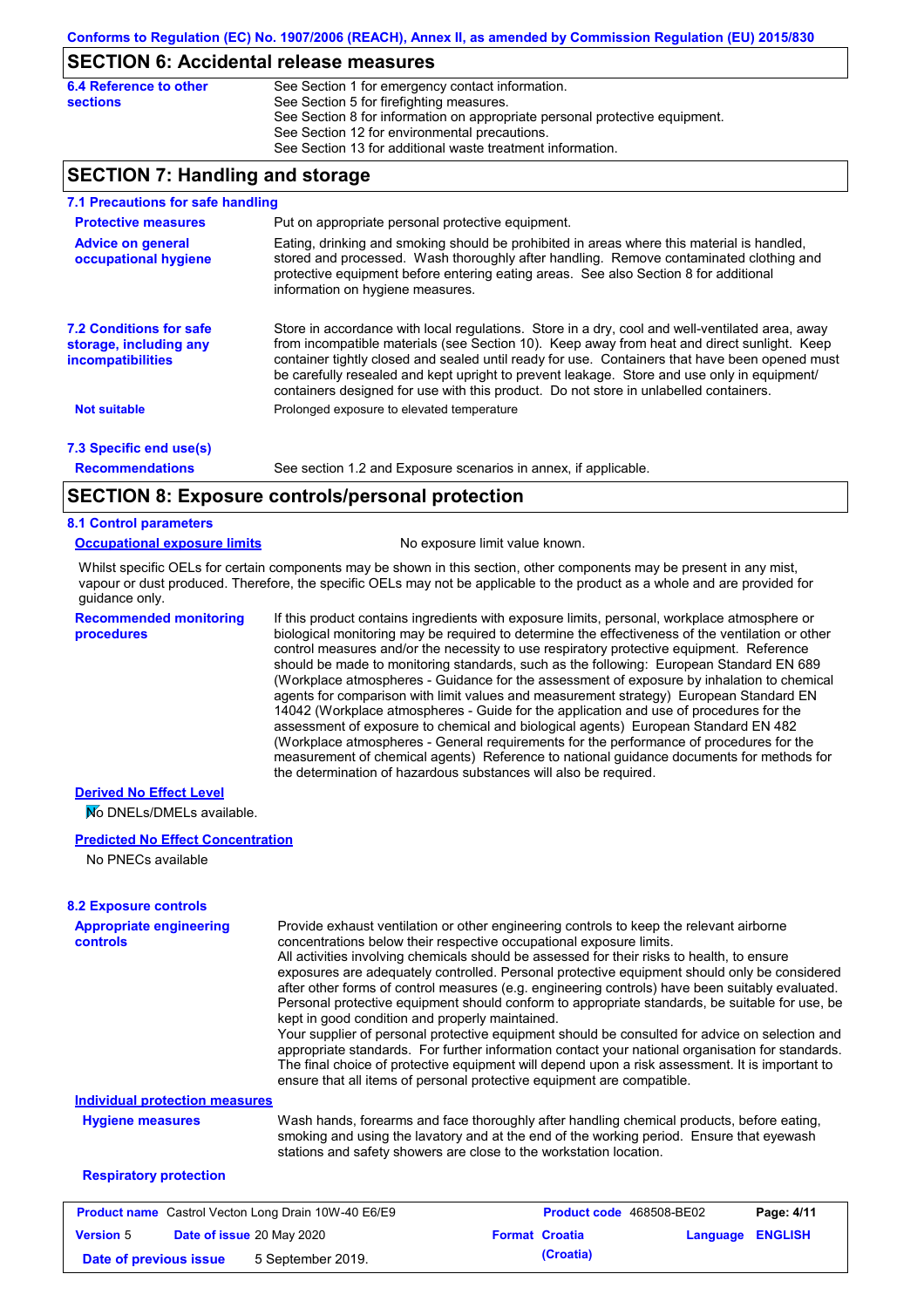## SECTION 6: Accidental release measures

**6.4 Reference to other sections**

See Section 1 for emergency contact information.
See Section 5 for firefighting measures.
See Section 8 for information on appropriate personal protective equipment.
See Section 12 for environmental precautions.
See Section 13 for additional waste treatment information.

## SECTION 7: Handling and storage

### 7.1 Precautions for safe handling

**Protective measures**

Put on appropriate personal protective equipment.

**Advice on general occupational hygiene**

Eating, drinking and smoking should be prohibited in areas where this material is handled, stored and processed. Wash thoroughly after handling. Remove contaminated clothing and protective equipment before entering eating areas. See also Section 8 for additional information on hygiene measures.

### 7.2 Conditions for safe storage, including any incompatibilities

Store in accordance with local regulations. Store in a dry, cool and well-ventilated area, away from incompatible materials (see Section 10). Keep away from heat and direct sunlight. Keep container tightly closed and sealed until ready for use. Containers that have been opened must be carefully resealed and kept upright to prevent leakage. Store and use only in equipment/ containers designed for use with this product. Do not store in unlabelled containers.

**Not suitable**

Prolonged exposure to elevated temperature

### 7.3 Specific end use(s)

**Recommendations**

See section 1.2 and Exposure scenarios in annex, if applicable.

## SECTION 8: Exposure controls/personal protection

### 8.1 Control parameters

**Occupational exposure limits**

No exposure limit value known.

Whilst specific OELs for certain components may be shown in this section, other components may be present in any mist, vapour or dust produced. Therefore, the specific OELs may not be applicable to the product as a whole and are provided for guidance only.

**Recommended monitoring procedures**

If this product contains ingredients with exposure limits, personal, workplace atmosphere or biological monitoring may be required to determine the effectiveness of the ventilation or other control measures and/or the necessity to use respiratory protective equipment. Reference should be made to monitoring standards, such as the following: European Standard EN 689 (Workplace atmospheres - Guidance for the assessment of exposure by inhalation to chemical agents for comparison with limit values and measurement strategy) European Standard EN 14042 (Workplace atmospheres - Guide for the application and use of procedures for the assessment of exposure to chemical and biological agents) European Standard EN 482 (Workplace atmospheres - General requirements for the performance of procedures for the measurement of chemical agents) Reference to national guidance documents for methods for the determination of hazardous substances will also be required.

**Derived No Effect Level**

No DNELs/DMELs available.

**Predicted No Effect Concentration**

No PNECs available

### 8.2 Exposure controls

**Appropriate engineering controls**

Provide exhaust ventilation or other engineering controls to keep the relevant airborne concentrations below their respective occupational exposure limits.
All activities involving chemicals should be assessed for their risks to health, to ensure exposures are adequately controlled. Personal protective equipment should only be considered after other forms of control measures (e.g. engineering controls) have been suitably evaluated. Personal protective equipment should conform to appropriate standards, be suitable for use, be kept in good condition and properly maintained.
Your supplier of personal protective equipment should be consulted for advice on selection and appropriate standards. For further information contact your national organisation for standards. The final choice of protective equipment will depend upon a risk assessment. It is important to ensure that all items of personal protective equipment are compatible.

**Individual protection measures**

**Hygiene measures**

Wash hands, forearms and face thoroughly after handling chemical products, before eating, smoking and using the lavatory and at the end of the working period. Ensure that eyewash stations and safety showers are close to the workstation location.

**Respiratory protection**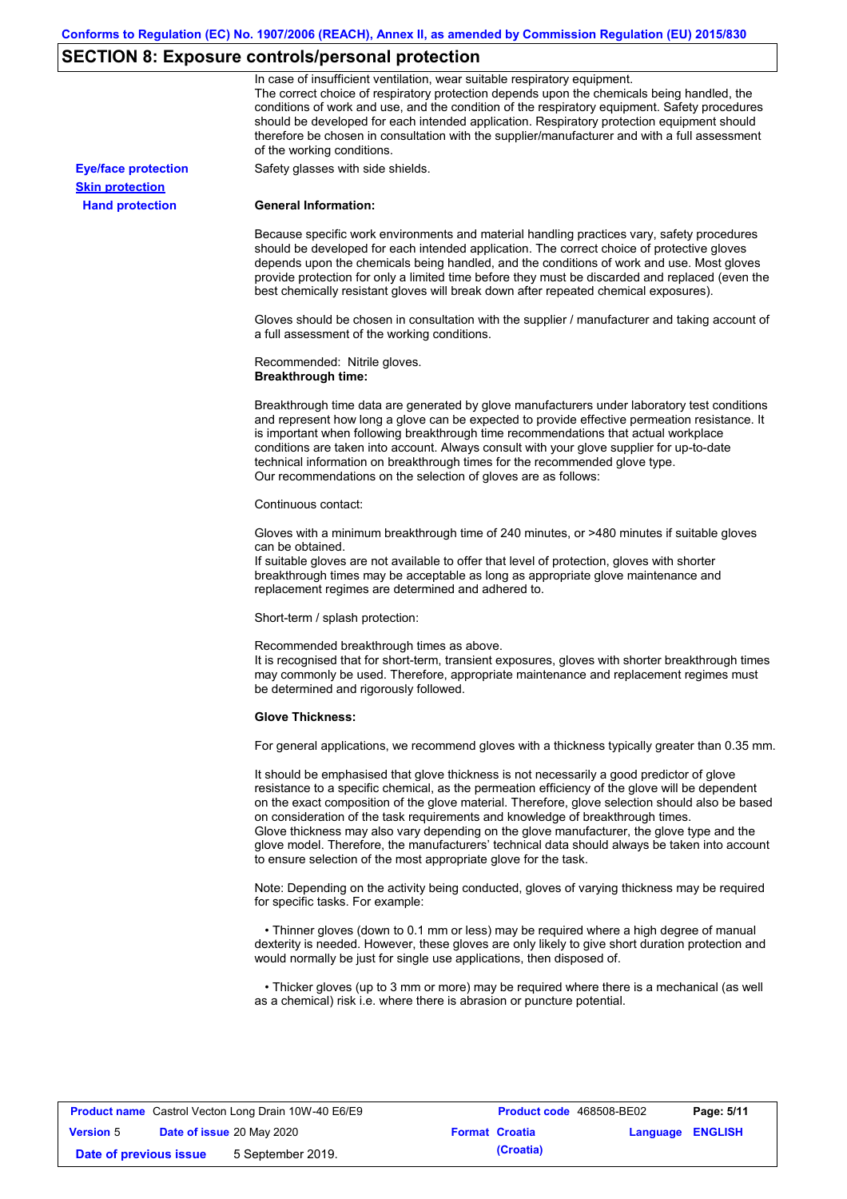## SECTION 8: Exposure controls/personal protection

In case of insufficient ventilation, wear suitable respiratory equipment.
The correct choice of respiratory protection depends upon the chemicals being handled, the conditions of work and use, and the condition of the respiratory equipment. Safety procedures should be developed for each intended application. Respiratory protection equipment should therefore be chosen in consultation with the supplier/manufacturer and with a full assessment of the working conditions.

**Eye/face protection**

Safety glasses with side shields.

**Skin protection**

**Hand protection**

**General Information:**

Because specific work environments and material handling practices vary, safety procedures should be developed for each intended application. The correct choice of protective gloves depends upon the chemicals being handled, and the conditions of work and use. Most gloves provide protection for only a limited time before they must be discarded and replaced (even the best chemically resistant gloves will break down after repeated chemical exposures).

Gloves should be chosen in consultation with the supplier / manufacturer and taking account of a full assessment of the working conditions.

Recommended: Nitrile gloves.
**Breakthrough time:**

Breakthrough time data are generated by glove manufacturers under laboratory test conditions and represent how long a glove can be expected to provide effective permeation resistance. It is important when following breakthrough time recommendations that actual workplace conditions are taken into account. Always consult with your glove supplier for up-to-date technical information on breakthrough times for the recommended glove type.
Our recommendations on the selection of gloves are as follows:

Continuous contact:

Gloves with a minimum breakthrough time of 240 minutes, or >480 minutes if suitable gloves can be obtained.
If suitable gloves are not available to offer that level of protection, gloves with shorter breakthrough times may be acceptable as long as appropriate glove maintenance and replacement regimes are determined and adhered to.

Short-term / splash protection:

Recommended breakthrough times as above.
It is recognised that for short-term, transient exposures, gloves with shorter breakthrough times may commonly be used. Therefore, appropriate maintenance and replacement regimes must be determined and rigorously followed.

**Glove Thickness:**

For general applications, we recommend gloves with a thickness typically greater than 0.35 mm.

It should be emphasised that glove thickness is not necessarily a good predictor of glove resistance to a specific chemical, as the permeation efficiency of the glove will be dependent on the exact composition of the glove material. Therefore, glove selection should also be based on consideration of the task requirements and knowledge of breakthrough times.
Glove thickness may also vary depending on the glove manufacturer, the glove type and the glove model. Therefore, the manufacturers' technical data should always be taken into account to ensure selection of the most appropriate glove for the task.

Note: Depending on the activity being conducted, gloves of varying thickness may be required for specific tasks. For example:

- Thinner gloves (down to 0.1 mm or less) may be required where a high degree of manual dexterity is needed. However, these gloves are only likely to give short duration protection and would normally be just for single use applications, then disposed of.

- Thicker gloves (up to 3 mm or more) may be required where there is a mechanical (as well as a chemical) risk i.e. where there is abrasion or puncture potential.

| **Product name** Castrol Vecton Long Drain 10W-40 E6/E9 | | **Product code** 468508-BE02 | **Page: 5/11** |
|---|---|---|---|
| **Version** 5 | **Date of issue** 20 May 2020 | **Format Croatia (Croatia)** | **Language ENGLISH** |
| **Date of previous issue** | 5 September 2019. | | |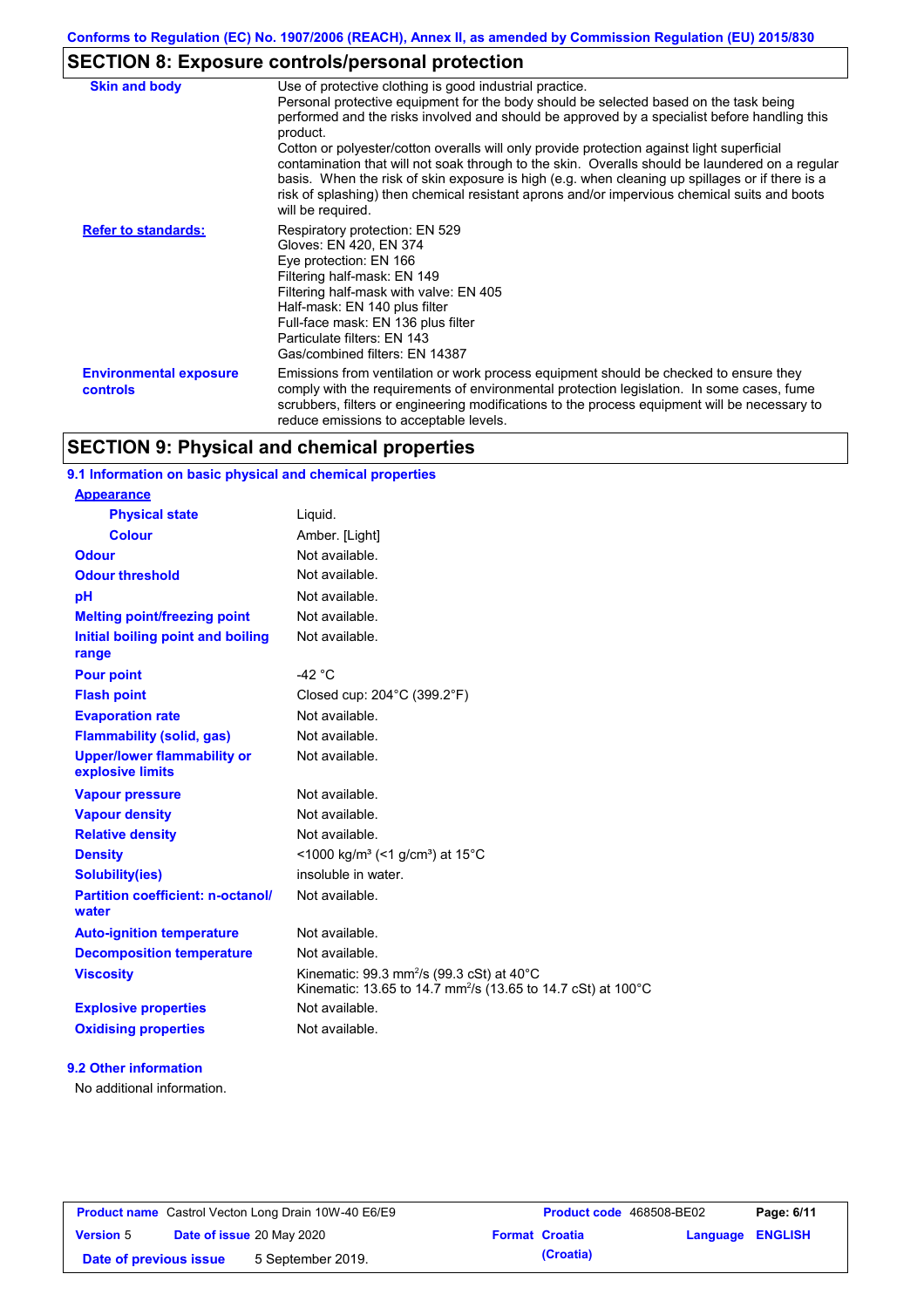## SECTION 8: Exposure controls/personal protection

| | |
|---|---|
| **Skin and body** | Use of protective clothing is good industrial practice. Personal protective equipment for the body should be selected based on the task being performed and the risks involved and should be approved by a specialist before handling this product. Cotton or polyester/cotton overalls will only provide protection against light superficial contamination that will not soak through to the skin. Overalls should be laundered on a regular basis. When the risk of skin exposure is high (e.g. when cleaning up spillages or if there is a risk of splashing) then chemical resistant aprons and/or impervious chemical suits and boots will be required. |
| **Refer to standards:** | Respiratory protection: EN 529<br>Gloves: EN 420, EN 374<br>Eye protection: EN 166<br>Filtering half-mask: EN 149<br>Filtering half-mask with valve: EN 405<br>Half-mask: EN 140 plus filter<br>Full-face mask: EN 136 plus filter<br>Particulate filters: EN 143<br>Gas/combined filters: EN 14387 |
| **Environmental exposure controls** | Emissions from ventilation or work process equipment should be checked to ensure they comply with the requirements of environmental protection legislation. In some cases, fume scrubbers, filters or engineering modifications to the process equipment will be necessary to reduce emissions to acceptable levels. |

## SECTION 9: Physical and chemical properties

### 9.1 Information on basic physical and chemical properties

| | |
|---|---|
| **Appearance** | |
| **Physical state** | Liquid. |
| **Colour** | Amber. [Light] |
| **Odour** | Not available. |
| **Odour threshold** | Not available. |
| **pH** | Not available. |
| **Melting point/freezing point** | Not available. |
| **Initial boiling point and boiling range** | Not available. |
| **Pour point** | -42 °C |
| **Flash point** | Closed cup: 204°C (399.2°F) |
| **Evaporation rate** | Not available. |
| **Flammability (solid, gas)** | Not available. |
| **Upper/lower flammability or explosive limits** | Not available. |
| **Vapour pressure** | Not available. |
| **Vapour density** | Not available. |
| **Relative density** | Not available. |
| **Density** | <1000 kg/m³ (<1 g/cm³) at 15°C |
| **Solubility(ies)** | insoluble in water. |
| **Partition coefficient: n-octanol/ water** | Not available. |
| **Auto-ignition temperature** | Not available. |
| **Decomposition temperature** | Not available. |
| **Viscosity** | Kinematic: 99.3 $mm^2/s$ (99.3 cSt) at 40°C<br>Kinematic: 13.65 to 14.7 $mm^2/s$ (13.65 to 14.7 cSt) at 100°C |
| **Explosive properties** | Not available. |
| **Oxidising properties** | Not available. |

### 9.2 Other information

No additional information.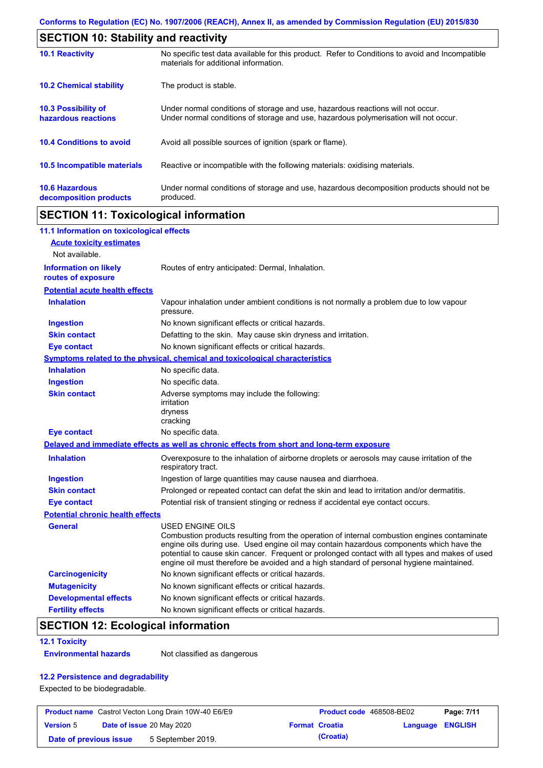## SECTION 10: Stability and reactivity

| | |
|---|---|
| **10.1 Reactivity** | No specific test data available for this product. Refer to Conditions to avoid and Incompatible materials for additional information. |
| **10.2 Chemical stability** | The product is stable. |
| **10.3 Possibility of hazardous reactions** | Under normal conditions of storage and use, hazardous reactions will not occur. Under normal conditions of storage and use, hazardous polymerisation will not occur. |
| **10.4 Conditions to avoid** | Avoid all possible sources of ignition (spark or flame). |
| **10.5 Incompatible materials** | Reactive or incompatible with the following materials: oxidising materials. |
| **10.6 Hazardous decomposition products** | Under normal conditions of storage and use, hazardous decomposition products should not be produced. |

## SECTION 11: Toxicological information

### 11.1 Information on toxicological effects

**Acute toxicity estimates**

Not available.

| | |
|---|---|
| **Information on likely routes of exposure** | Routes of entry anticipated: Dermal, Inhalation. |

**Potential acute health effects**

| | |
|---|---|
| **Inhalation** | Vapour inhalation under ambient conditions is not normally a problem due to low vapour pressure. |
| **Ingestion** | No known significant effects or critical hazards. |
| **Skin contact** | Defatting to the skin. May cause skin dryness and irritation. |
| **Eye contact** | No known significant effects or critical hazards. |

**Symptoms related to the physical, chemical and toxicological characteristics**

| | |
|---|---|
| **Inhalation** | No specific data. |
| **Ingestion** | No specific data. |
| **Skin contact** | Adverse symptoms may include the following:<br>irritation<br>dryness<br>cracking |
| **Eye contact** | No specific data. |

**Delayed and immediate effects as well as chronic effects from short and long-term exposure**

| | |
|---|---|
| **Inhalation** | Overexposure to the inhalation of airborne droplets or aerosols may cause irritation of the respiratory tract. |
| **Ingestion** | Ingestion of large quantities may cause nausea and diarrhoea. |
| **Skin contact** | Prolonged or repeated contact can defat the skin and lead to irritation and/or dermatitis. |
| **Eye contact** | Potential risk of transient stinging or redness if accidental eye contact occurs. |

**Potential chronic health effects**

| | |
|---|---|
| **General** | USED ENGINE OILS<br>Combustion products resulting from the operation of internal combustion engines contaminate engine oils during use. Used engine oil may contain hazardous components which have the potential to cause skin cancer. Frequent or prolonged contact with all types and makes of used engine oil must therefore be avoided and a high standard of personal hygiene maintained. |
| **Carcinogenicity** | No known significant effects or critical hazards. |
| **Mutagenicity** | No known significant effects or critical hazards. |
| **Developmental effects** | No known significant effects or critical hazards. |
| **Fertility effects** | No known significant effects or critical hazards. |

## SECTION 12: Ecological information

### 12.1 Toxicity

| | |
|---|---|
| **Environmental hazards** | Not classified as dangerous |

### 12.2 Persistence and degradability

Expected to be biodegradable.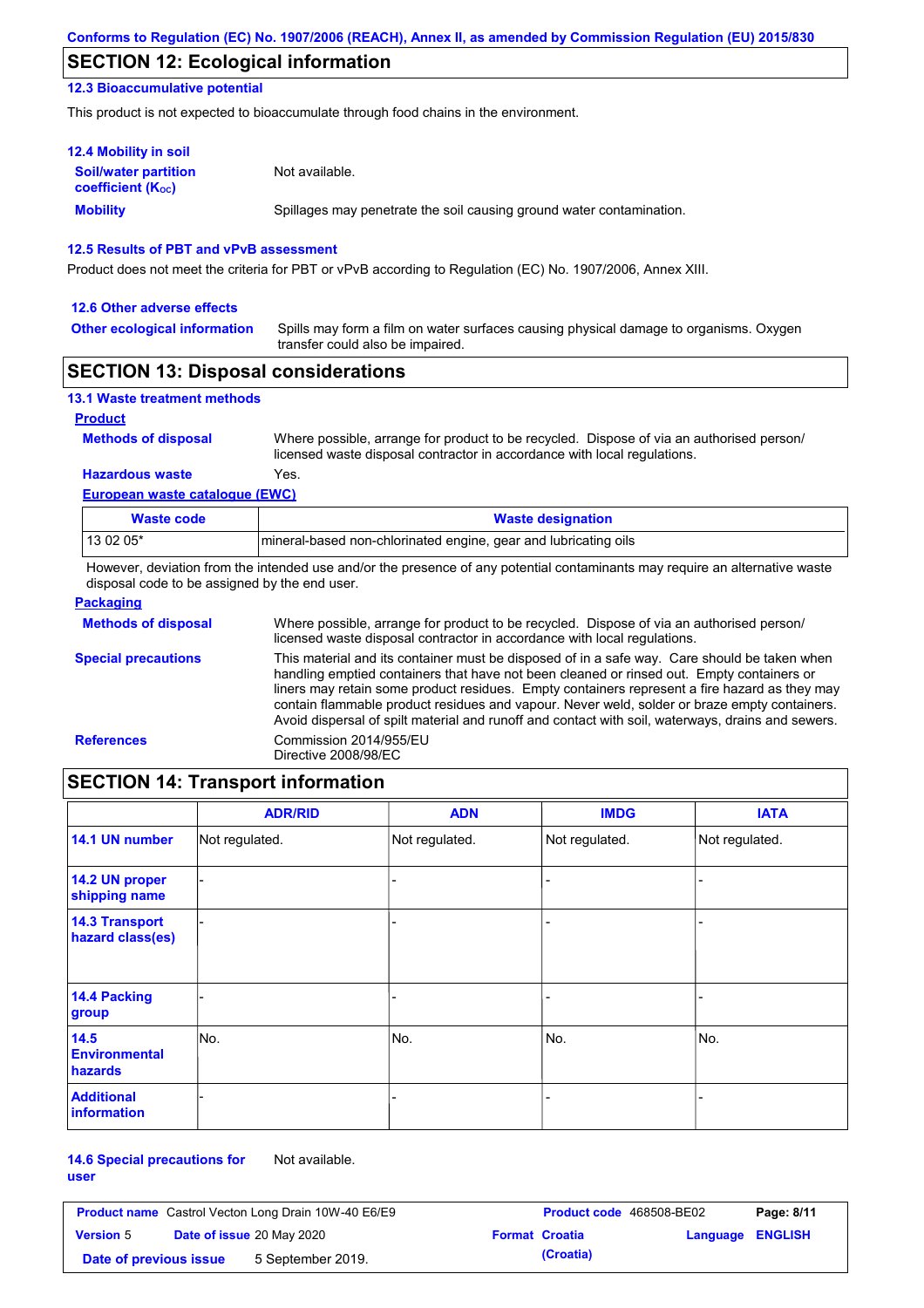## SECTION 12: Ecological information

### 12.3 Bioaccumulative potential

This product is not expected to bioaccumulate through food chains in the environment.

### 12.4 Mobility in soil

**Soil/water partition coefficient ($K_{OC}$)** Not available.

**Mobility** Spillages may penetrate the soil causing ground water contamination.

### 12.5 Results of PBT and vPvB assessment

Product does not meet the criteria for PBT or vPvB according to Regulation (EC) No. 1907/2006, Annex XIII.

### 12.6 Other adverse effects

**Other ecological information** Spills may form a film on water surfaces causing physical damage to organisms. Oxygen transfer could also be impaired.

## SECTION 13: Disposal considerations

### 13.1 Waste treatment methods

**Product**

**Methods of disposal** Where possible, arrange for product to be recycled. Dispose of via an authorised person/ licensed waste disposal contractor in accordance with local regulations.

**Hazardous waste** Yes.

**European waste catalogue (EWC)**

| Waste code | Waste designation |
|---|---|
| 13 02 05* | mineral-based non-chlorinated engine, gear and lubricating oils |

However, deviation from the intended use and/or the presence of any potential contaminants may require an alternative waste disposal code to be assigned by the end user.

**Packaging**

**Methods of disposal** Where possible, arrange for product to be recycled. Dispose of via an authorised person/ licensed waste disposal contractor in accordance with local regulations.

**Special precautions** This material and its container must be disposed of in a safe way. Care should be taken when handling emptied containers that have not been cleaned or rinsed out. Empty containers or liners may retain some product residues. Empty containers represent a fire hazard as they may contain flammable product residues and vapour. Never weld, solder or braze empty containers. Avoid dispersal of spilt material and runoff and contact with soil, waterways, drains and sewers.

**References** Commission 2014/955/EU
Directive 2008/98/EC

## SECTION 14: Transport information

| | ADR/RID | ADN | IMDG | IATA |
|---|---|---|---|---|
| 14.1 UN number | Not regulated. | Not regulated. | Not regulated. | Not regulated. |
| 14.2 UN proper shipping name | - | - | - | - |
| 14.3 Transport hazard class(es) | - | - | - | - |
| 14.4 Packing group | - | - | - | - |
| 14.5 Environmental hazards | No. | No. | No. | No. |
| Additional information | - | - | - | - |

**14.6 Special precautions for user** Not available.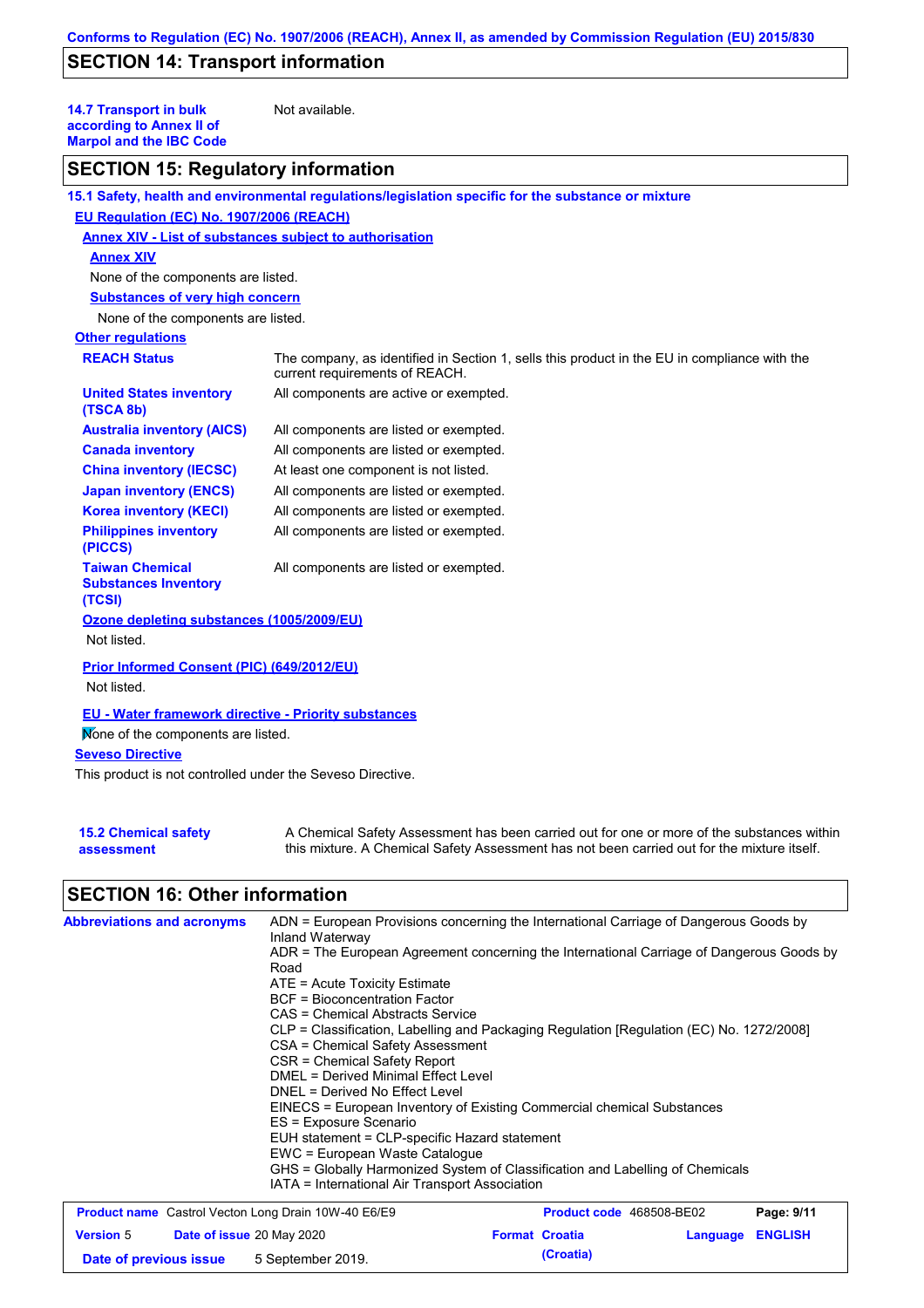## SECTION 14: Transport information

**14.7 Transport in bulk according to Annex II of Marpol and the IBC Code** Not available.

## SECTION 15: Regulatory information

**15.1 Safety, health and environmental regulations/legislation specific for the substance or mixture**

**EU Regulation (EC) No. 1907/2006 (REACH)**

**Annex XIV - List of substances subject to authorisation**

**Annex XIV**

None of the components are listed.

**Substances of very high concern**

None of the components are listed.

**Other regulations**

| | |
|---|---|
| **REACH Status** | The company, as identified in Section 1, sells this product in the EU in compliance with the current requirements of REACH. |
| **United States inventory (TSCA 8b)** | All components are active or exempted. |
| **Australia inventory (AICS)** | All components are listed or exempted. |
| **Canada inventory** | All components are listed or exempted. |
| **China inventory (IECSC)** | At least one component is not listed. |
| **Japan inventory (ENCS)** | All components are listed or exempted. |
| **Korea inventory (KECI)** | All components are listed or exempted. |
| **Philippines inventory (PICCS)** | All components are listed or exempted. |
| **Taiwan Chemical Substances Inventory (TCSI)** | All components are listed or exempted. |

**Ozone depleting substances (1005/2009/EU)**

Not listed.

**Prior Informed Consent (PIC) (649/2012/EU)**

Not listed.

**EU - Water framework directive - Priority substances**

None of the components are listed.

**Seveso Directive**

This product is not controlled under the Seveso Directive.

**15.2 Chemical safety assessment** A Chemical Safety Assessment has been carried out for one or more of the substances within this mixture. A Chemical Safety Assessment has not been carried out for the mixture itself.

## SECTION 16: Other information

**Abbreviations and acronyms**

ADN = European Provisions concerning the International Carriage of Dangerous Goods by Inland Waterway
ADR = The European Agreement concerning the International Carriage of Dangerous Goods by Road
ATE = Acute Toxicity Estimate
BCF = Bioconcentration Factor
CAS = Chemical Abstracts Service
CLP = Classification, Labelling and Packaging Regulation [Regulation (EC) No. 1272/2008]
CSA = Chemical Safety Assessment
CSR = Chemical Safety Report
DMEL = Derived Minimal Effect Level
DNEL = Derived No Effect Level
EINECS = European Inventory of Existing Commercial chemical Substances
ES = Exposure Scenario
EUH statement = CLP-specific Hazard statement
EWC = European Waste Catalogue
GHS = Globally Harmonized System of Classification and Labelling of Chemicals
IATA = International Air Transport Association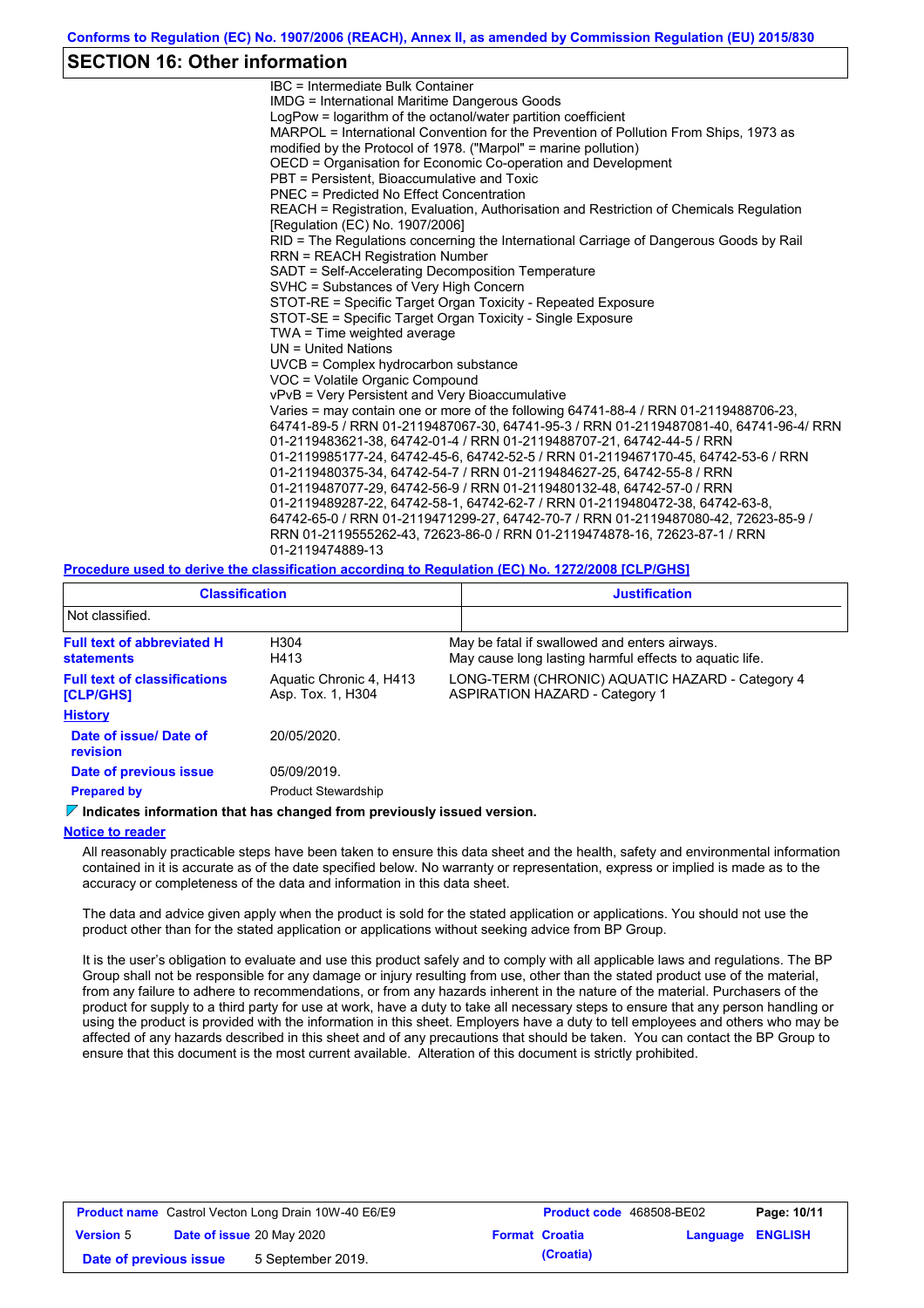## SECTION 16: Other information

IBC = Intermediate Bulk Container
IMDG = International Maritime Dangerous Goods
LogPow = logarithm of the octanol/water partition coefficient
MARPOL = International Convention for the Prevention of Pollution From Ships, 1973 as modified by the Protocol of 1978. ("Marpol" = marine pollution)
OECD = Organisation for Economic Co-operation and Development
PBT = Persistent, Bioaccumulative and Toxic
PNEC = Predicted No Effect Concentration
REACH = Registration, Evaluation, Authorisation and Restriction of Chemicals Regulation [Regulation (EC) No. 1907/2006]
RID = The Regulations concerning the International Carriage of Dangerous Goods by Rail
RRN = REACH Registration Number
SADT = Self-Accelerating Decomposition Temperature
SVHC = Substances of Very High Concern
STOT-RE = Specific Target Organ Toxicity - Repeated Exposure
STOT-SE = Specific Target Organ Toxicity - Single Exposure
TWA = Time weighted average
UN = United Nations
UVCB = Complex hydrocarbon substance
VOC = Volatile Organic Compound
vPvB = Very Persistent and Very Bioaccumulative
Varies = may contain one or more of the following 64741-88-4 / RRN 01-2119488706-23, 64741-89-5 / RRN 01-2119487067-30, 64741-95-3 / RRN 01-2119487081-40, 64741-96-4/ RRN 01-2119483621-38, 64742-01-4 / RRN 01-2119488707-21, 64742-44-5 / RRN 01-2119985177-24, 64742-45-6, 64742-52-5 / RRN 01-2119467170-45, 64742-53-6 / RRN 01-2119480375-34, 64742-54-7 / RRN 01-2119484627-25, 64742-55-8 / RRN 01-2119487077-29, 64742-56-9 / RRN 01-2119480132-48, 64742-57-0 / RRN 01-2119489287-22, 64742-58-1, 64742-62-7 / RRN 01-2119480472-38, 64742-63-8, 64742-65-0 / RRN 01-2119471299-27, 64742-70-7 / RRN 01-2119487080-42, 72623-85-9 / RRN 01-2119555262-43, 72623-86-0 / RRN 01-2119474878-16, 72623-87-1 / RRN 01-2119474889-13

**Procedure used to derive the classification according to Regulation (EC) No. 1272/2008 [CLP/GHS]**

| Classification | Justification |
|---|---|
| Not classified. | |

| | | |
|---|---|---|
| **Full text of abbreviated H statements** | H304<br>H413 | May be fatal if swallowed and enters airways.<br>May cause long lasting harmful effects to aquatic life. |
| **Full text of classifications [CLP/GHS]** | Aquatic Chronic 4, H413<br>Asp. Tox. 1, H304 | LONG-TERM (CHRONIC) AQUATIC HAZARD - Category 4<br>ASPIRATION HAZARD - Category 1 |

**History**

| | |
|---|---|
| **Date of issue/ Date of revision** | 20/05/2020. |
| **Date of previous issue** | 05/09/2019. |
| **Prepared by** | Product Stewardship |

**Indicates information that has changed from previously issued version.**

**Notice to reader**

All reasonably practicable steps have been taken to ensure this data sheet and the health, safety and environmental information contained in it is accurate as of the date specified below. No warranty or representation, express or implied is made as to the accuracy or completeness of the data and information in this data sheet.

The data and advice given apply when the product is sold for the stated application or applications. You should not use the product other than for the stated application or applications without seeking advice from BP Group.

It is the user's obligation to evaluate and use this product safely and to comply with all applicable laws and regulations. The BP Group shall not be responsible for any damage or injury resulting from use, other than the stated product use of the material, from any failure to adhere to recommendations, or from any hazards inherent in the nature of the material. Purchasers of the product for supply to a third party for use at work, have a duty to take all necessary steps to ensure that any person handling or using the product is provided with the information in this sheet. Employers have a duty to tell employees and others who may be affected of any hazards described in this sheet and of any precautions that should be taken. You can contact the BP Group to ensure that this document is the most current available. Alteration of this document is strictly prohibited.